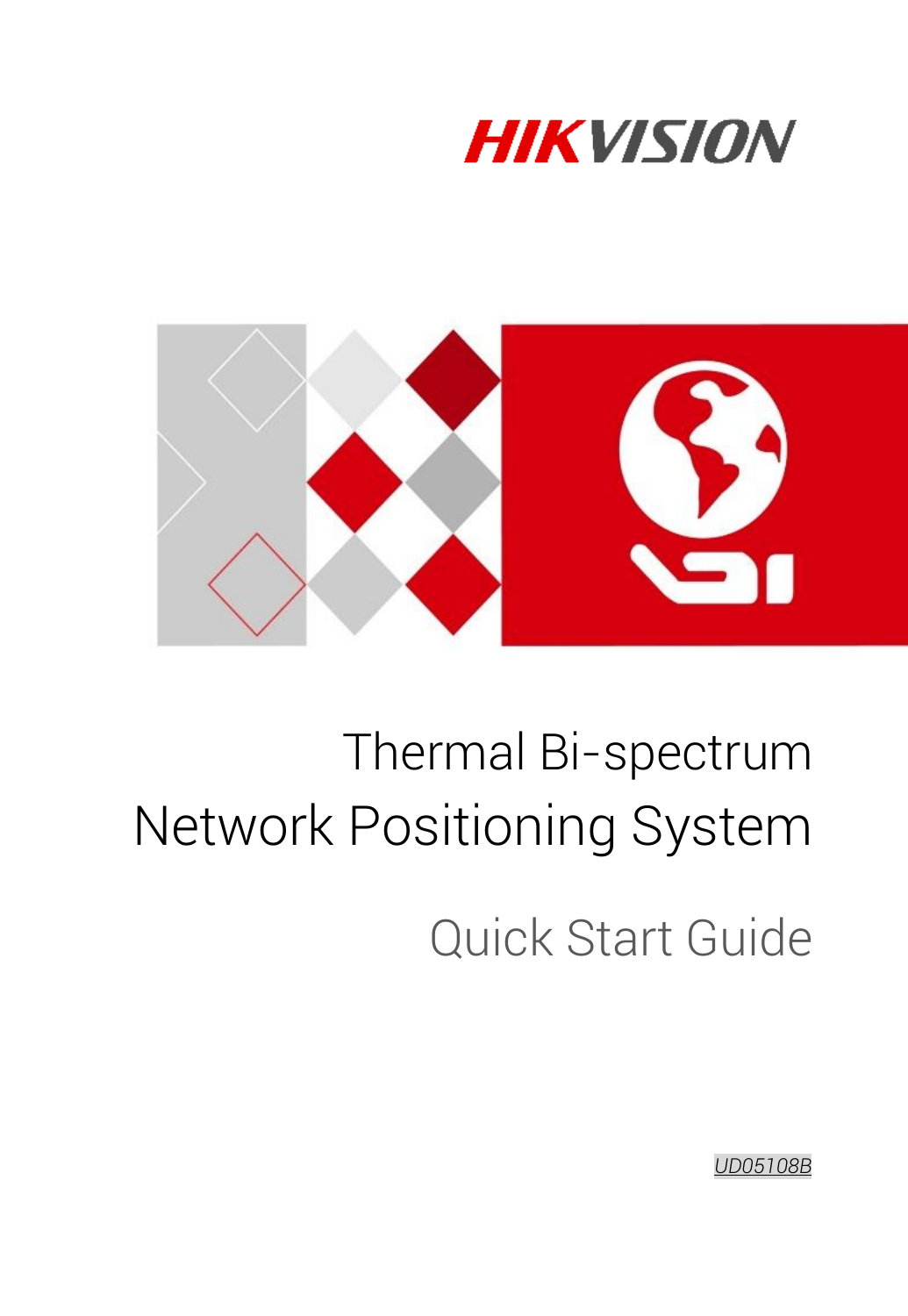HIKVISION

# Thermal Bi-spectrum Network Positioning System

## Quick Start Guide

UD05108B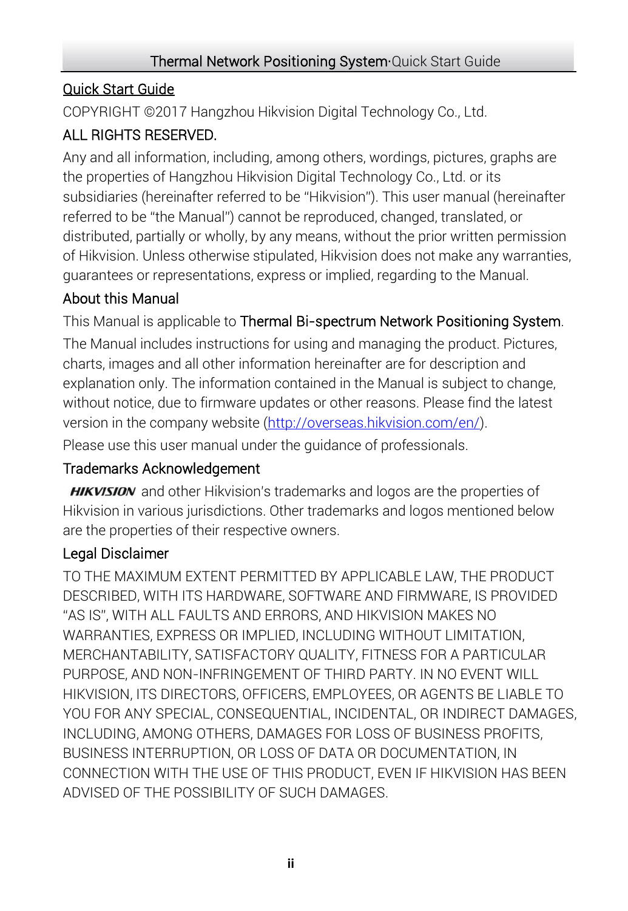## Quick Start Guide

COPYRIGHT ©2017 Hangzhou Hikvision Digital Technology Co., Ltd.

### ALL RIGHTS RESERVED.

Any and all information, including, among others, wordings, pictures, graphs are the properties of Hangzhou Hikvision Digital Technology Co., Ltd. or its subsidiaries (hereinafter referred to be "Hikvision"). This user manual (hereinafter referred to be "the Manual") cannot be reproduced, changed, translated, or distributed, partially or wholly, by any means, without the prior written permission of Hikvision. Unless otherwise stipulated, Hikvision does not make any warranties, guarantees or representations, express or implied, regarding to the Manual.

### About this Manual

This Manual is applicable to Thermal Bi-spectrum Network Positioning System.

The Manual includes instructions for using and managing the product. Pictures, charts, images and all other information hereinafter are for description and explanation only. The information contained in the Manual is subject to change, without notice, due to firmware updates or other reasons. Please find the latest version in the company website (http://overseas.hikvision.com/en/).

Please use this user manual under the guidance of professionals.

### Trademarks Acknowledgement

**HIKVISION** and other Hikvision's trademarks and logos are the properties of Hikvision in various jurisdictions. Other trademarks and logos mentioned below are the properties of their respective owners.

### Legal Disclaimer

TO THE MAXIMUM EXTENT PERMITTED BY APPLICABLE LAW, THE PRODUCT DESCRIBED, WITH ITS HARDWARE, SOFTWARE AND FIRMWARE, IS PROVIDED "AS IS", WITH ALL FAULTS AND ERRORS, AND HIKVISION MAKES NO WARRANTIES, EXPRESS OR IMPLIED, INCLUDING WITHOUT LIMITATION, MERCHANTABILITY, SATISFACTORY QUALITY, FITNESS FOR A PARTICULAR PURPOSE, AND NON-INFRINGEMENT OF THIRD PARTY. IN NO EVENT WILL HIKVISION, ITS DIRECTORS, OFFICERS, EMPLOYEES, OR AGENTS BE LIABLE TO YOU FOR ANY SPECIAL, CONSEQUENTIAL, INCIDENTAL, OR INDIRECT DAMAGES, INCLUDING, AMONG OTHERS, DAMAGES FOR LOSS OF BUSINESS PROFITS, BUSINESS INTERRUPTION, OR LOSS OF DATA OR DOCUMENTATION, IN CONNECTION WITH THE USE OF THIS PRODUCT, EVEN IF HIKVISION HAS BEEN ADVISED OF THE POSSIBILITY OF SUCH DAMAGES.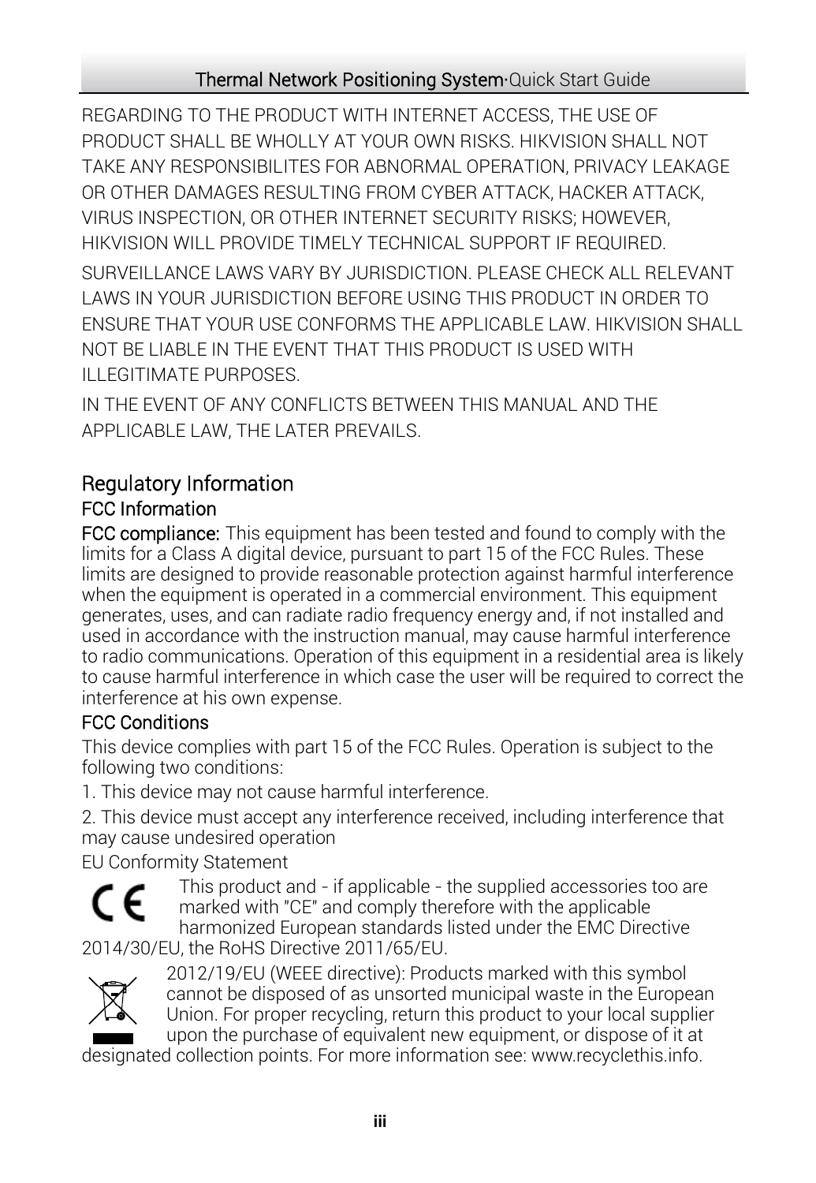REGARDING TO THE PRODUCT WITH INTERNET ACCESS, THE USE OF PRODUCT SHALL BE WHOLLY AT YOUR OWN RISKS. HIKVISION SHALL NOT TAKE ANY RESPONSIBILITES FOR ABNORMAL OPERATION, PRIVACY LEAKAGE OR OTHER DAMAGES RESULTING FROM CYBER ATTACK, HACKER ATTACK, VIRUS INSPECTION, OR OTHER INTERNET SECURITY RISKS; HOWEVER, HIKVISION WILL PROVIDE TIMELY TECHNICAL SUPPORT IF REQUIRED.

SURVEILLANCE LAWS VARY BY JURISDICTION. PLEASE CHECK ALL RELEVANT LAWS IN YOUR JURISDICTION BEFORE USING THIS PRODUCT IN ORDER TO ENSURE THAT YOUR USE CONFORMS THE APPLICABLE LAW. HIKVISION SHALL NOT BE LIABLE IN THE EVENT THAT THIS PRODUCT IS USED WITH ILLEGITIMATE PURPOSES.

IN THE EVENT OF ANY CONFLICTS BETWEEN THIS MANUAL AND THE APPLICABLE LAW, THE LATER PREVAILS.

## Regulatory Information

### FCC Information

**FCC compliance:** This equipment has been tested and found to comply with the limits for a Class A digital device, pursuant to part 15 of the FCC Rules. These limits are designed to provide reasonable protection against harmful interference when the equipment is operated in a commercial environment. This equipment generates, uses, and can radiate radio frequency energy and, if not installed and used in accordance with the instruction manual, may cause harmful interference to radio communications. Operation of this equipment in a residential area is likely to cause harmful interference in which case the user will be required to correct the interference at his own expense.

### FCC Conditions

This device complies with part 15 of the FCC Rules. Operation is subject to the following two conditions:

1. This device may not cause harmful interference.

2. This device must accept any interference received, including interference that may cause undesired operation

EU Conformity Statement

This product and - if applicable - the supplied accessories too are marked with "CE" and comply therefore with the applicable harmonized European standards listed under the EMC Directive 2014/30/EU, the RoHS Directive 2011/65/EU.

2012/19/EU (WEEE directive): Products marked with this symbol cannot be disposed of as unsorted municipal waste in the European Union. For proper recycling, return this product to your local supplier upon the purchase of equivalent new equipment, or dispose of it at designated collection points. For more information see: www.recyclethis.info.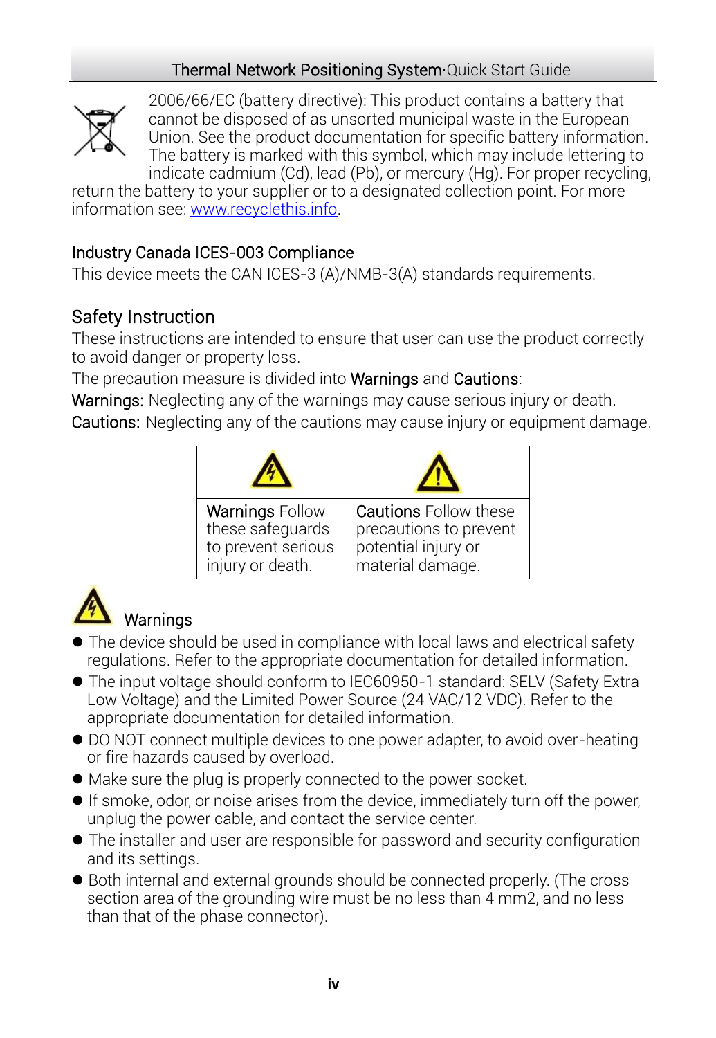2006/66/EC (battery directive): This product contains a battery that cannot be disposed of as unsorted municipal waste in the European Union. See the product documentation for specific battery information. The battery is marked with this symbol, which may include lettering to indicate cadmium (Cd), lead (Pb), or mercury (Hg). For proper recycling, return the battery to your supplier or to a designated collection point. For more information see: www.recyclethis.info.

## Industry Canada ICES-003 Compliance

This device meets the CAN ICES-3 (A)/NMB-3(A) standards requirements.

## Safety Instruction

These instructions are intended to ensure that user can use the product correctly to avoid danger or property loss.

The precaution measure is divided into **Warnings** and **Cautions**:

**Warnings:** Neglecting any of the warnings may cause serious injury or death.

**Cautions:** Neglecting any of the cautions may cause injury or equipment damage.

| | |
|---|---|
| **Warnings** Follow these safeguards to prevent serious injury or death. | **Cautions** Follow these precautions to prevent potential injury or material damage. |

### Warnings

- The device should be used in compliance with local laws and electrical safety regulations. Refer to the appropriate documentation for detailed information.
- The input voltage should conform to IEC60950-1 standard: SELV (Safety Extra Low Voltage) and the Limited Power Source (24 VAC/12 VDC). Refer to the appropriate documentation for detailed information.
- DO NOT connect multiple devices to one power adapter, to avoid over-heating or fire hazards caused by overload.
- Make sure the plug is properly connected to the power socket.
- If smoke, odor, or noise arises from the device, immediately turn off the power, unplug the power cable, and contact the service center.
- The installer and user are responsible for password and security configuration and its settings.
- Both internal and external grounds should be connected properly. (The cross section area of the grounding wire must be no less than 4 mm2, and no less than that of the phase connector).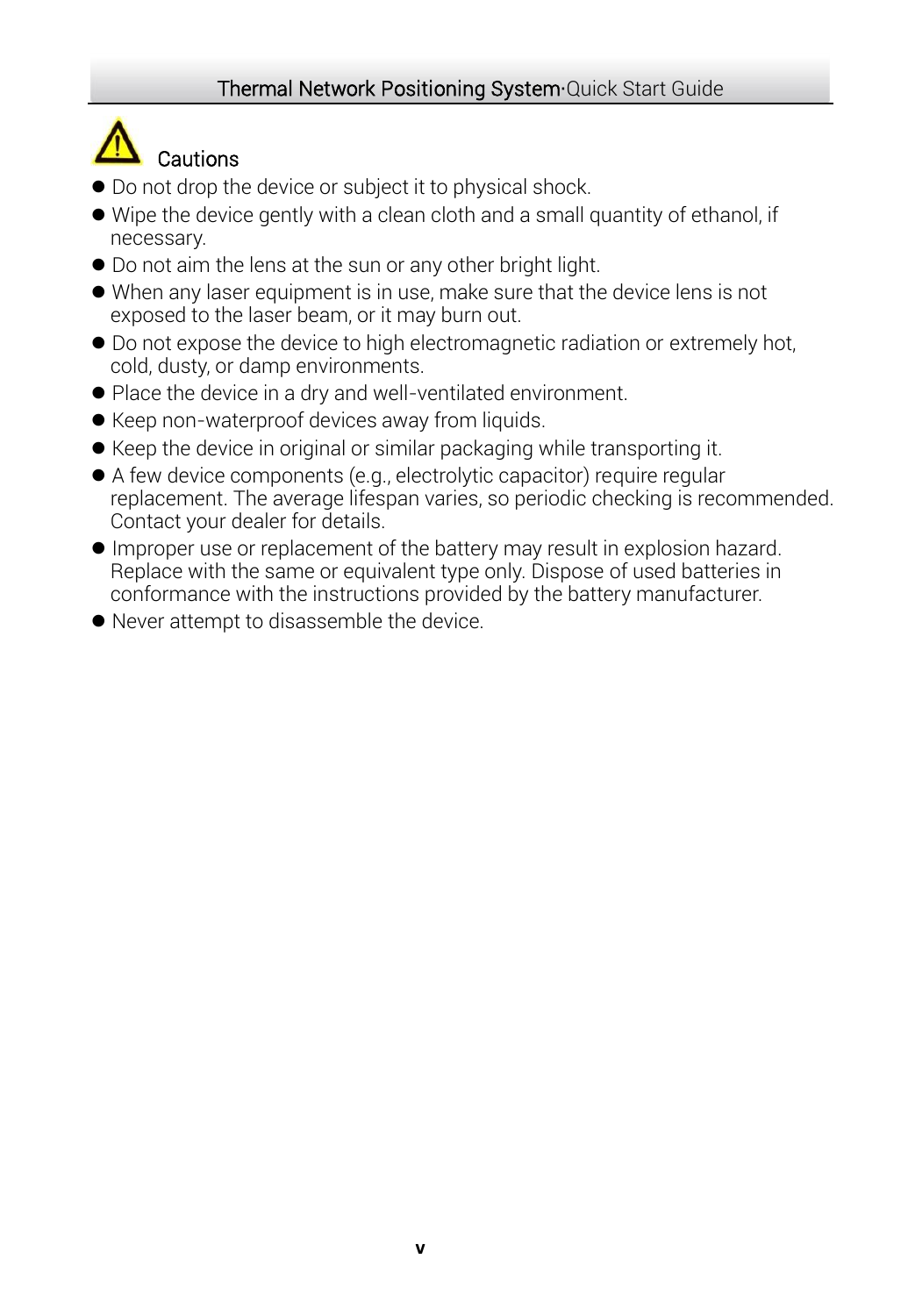## Cautions

- Do not drop the device or subject it to physical shock.
- Wipe the device gently with a clean cloth and a small quantity of ethanol, if necessary.
- Do not aim the lens at the sun or any other bright light.
- When any laser equipment is in use, make sure that the device lens is not exposed to the laser beam, or it may burn out.
- Do not expose the device to high electromagnetic radiation or extremely hot, cold, dusty, or damp environments.
- Place the device in a dry and well-ventilated environment.
- Keep non-waterproof devices away from liquids.
- Keep the device in original or similar packaging while transporting it.
- A few device components (e.g., electrolytic capacitor) require regular replacement. The average lifespan varies, so periodic checking is recommended. Contact your dealer for details.
- Improper use or replacement of the battery may result in explosion hazard. Replace with the same or equivalent type only. Dispose of used batteries in conformance with the instructions provided by the battery manufacturer.
- Never attempt to disassemble the device.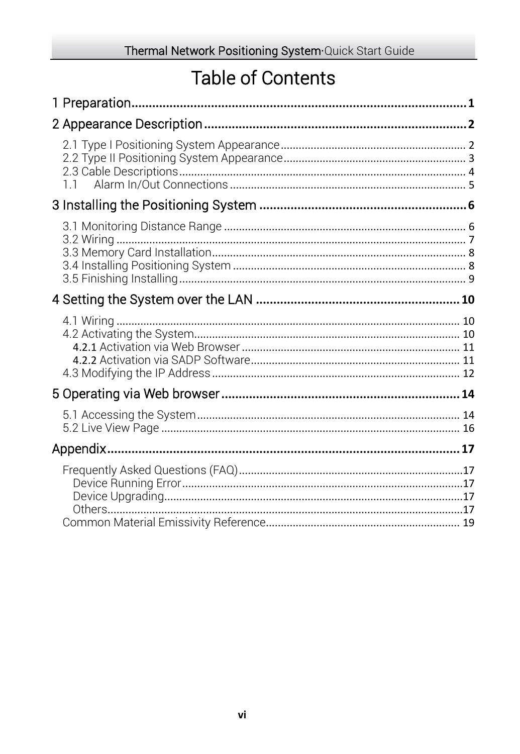# Table of Contents

1 Preparation ........ 1

2 Appearance Description ........ 2

- 2.1 Type I Positioning System Appearance ........ 2
- 2.2 Type II Positioning System Appearance ........ 3
- 2.3 Cable Descriptions ........ 4
- 1.1 Alarm In/Out Connections ........ 5

3 Installing the Positioning System ........ 6

- 3.1 Monitoring Distance Range ........ 6
- 3.2 Wiring ........ 7
- 3.3 Memory Card Installation ........ 8
- 3.4 Installing Positioning System ........ 8
- 3.5 Finishing Installing ........ 9

4 Setting the System over the LAN ........ 10

- 4.1 Wiring ........ 10
- 4.2 Activating the System ........ 10
  - 4.2.1 Activation via Web Browser ........ 11
  - 4.2.2 Activation via SADP Software ........ 11
- 4.3 Modifying the IP Address ........ 12

5 Operating via Web browser ........ 14

- 5.1 Accessing the System ........ 14
- 5.2 Live View Page ........ 16

Appendix ........ 17

- Frequently Asked Questions (FAQ) ........ 17
  - Device Running Error ........ 17
  - Device Upgrading ........ 17
  - Others ........ 17
- Common Material Emissivity Reference ........ 19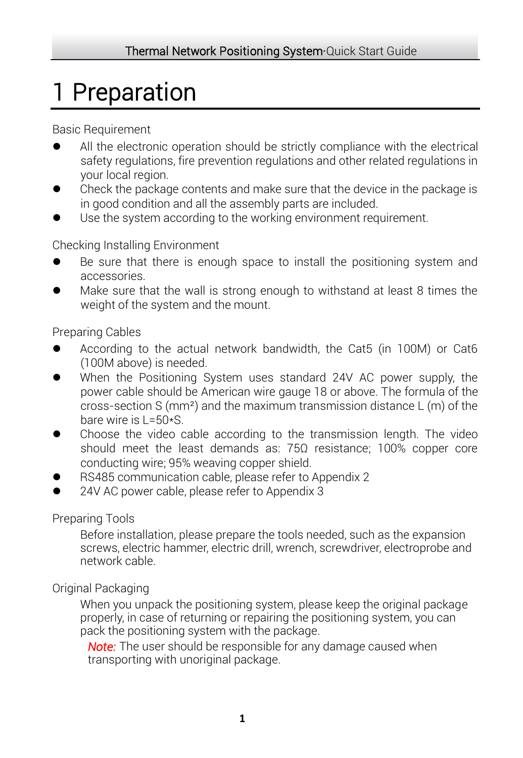# 1 Preparation

Basic Requirement

- All the electronic operation should be strictly compliance with the electrical safety regulations, fire prevention regulations and other related regulations in your local region.
- Check the package contents and make sure that the device in the package is in good condition and all the assembly parts are included.
- Use the system according to the working environment requirement.

Checking Installing Environment

- Be sure that there is enough space to install the positioning system and accessories.
- Make sure that the wall is strong enough to withstand at least 8 times the weight of the system and the mount.

Preparing Cables

- According to the actual network bandwidth, the Cat5 (in 100M) or Cat6 (100M above) is needed.
- When the Positioning System uses standard 24V AC power supply, the power cable should be American wire gauge 18 or above. The formula of the cross-section S ($mm^2$) and the maximum transmission distance L (m) of the bare wire is $L=50*S$.
- Choose the video cable according to the transmission length. The video should meet the least demands as: 75Ω resistance; 100% copper core conducting wire; 95% weaving copper shield.
- RS485 communication cable, please refer to Appendix 2
- 24V AC power cable, please refer to Appendix 3

Preparing Tools

Before installation, please prepare the tools needed, such as the expansion screws, electric hammer, electric drill, wrench, screwdriver, electroprobe and network cable.

Original Packaging

When you unpack the positioning system, please keep the original package properly, in case of returning or repairing the positioning system, you can pack the positioning system with the package.

*Note:* The user should be responsible for any damage caused when transporting with unoriginal package.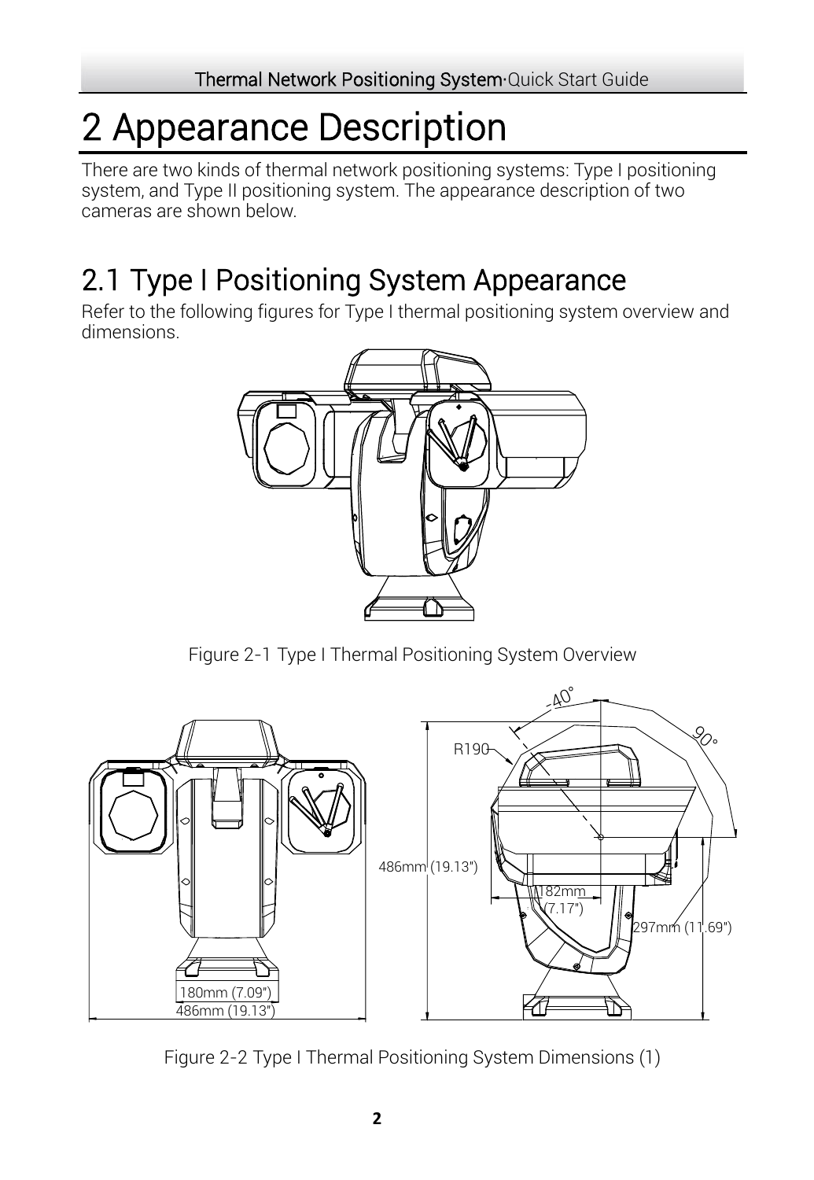# 2 Appearance Description

There are two kinds of thermal network positioning systems: Type I positioning system, and Type II positioning system. The appearance description of two cameras are shown below.

## 2.1 Type I Positioning System Appearance

Refer to the following figures for Type I thermal positioning system overview and dimensions.

Figure 2-1 Type I Thermal Positioning System Overview

Figure 2-2 Type I Thermal Positioning System Dimensions (1)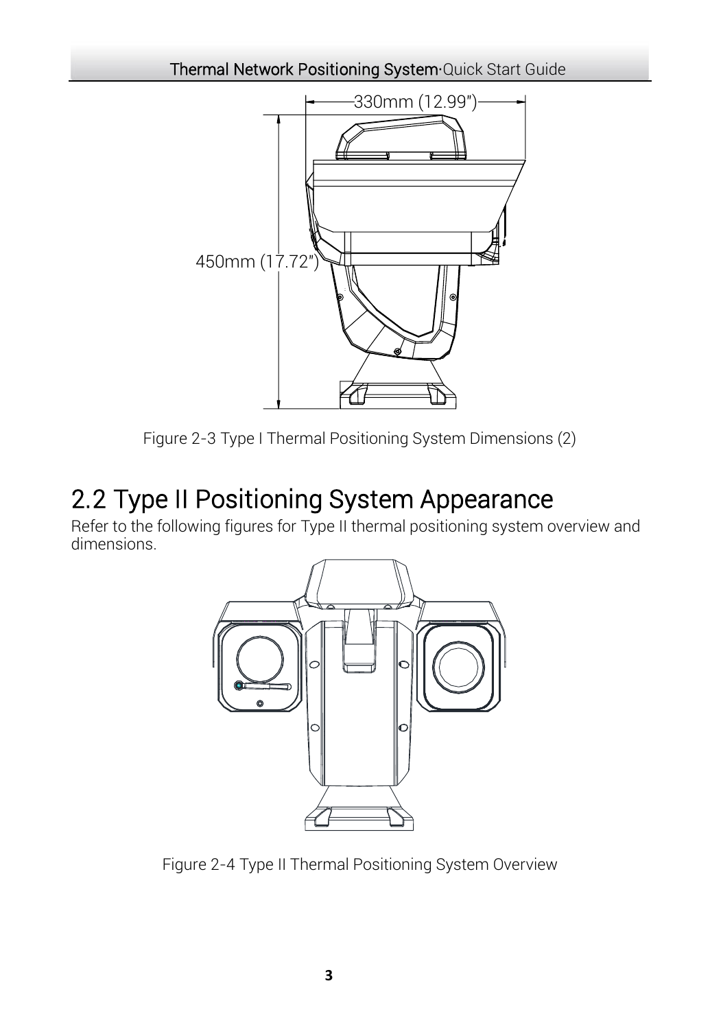330mm (12.99")

450mm (17.72")

Figure 2-3 Type I Thermal Positioning System Dimensions (2)

## 2.2 Type II Positioning System Appearance

Refer to the following figures for Type II thermal positioning system overview and dimensions.

Figure 2-4 Type II Thermal Positioning System Overview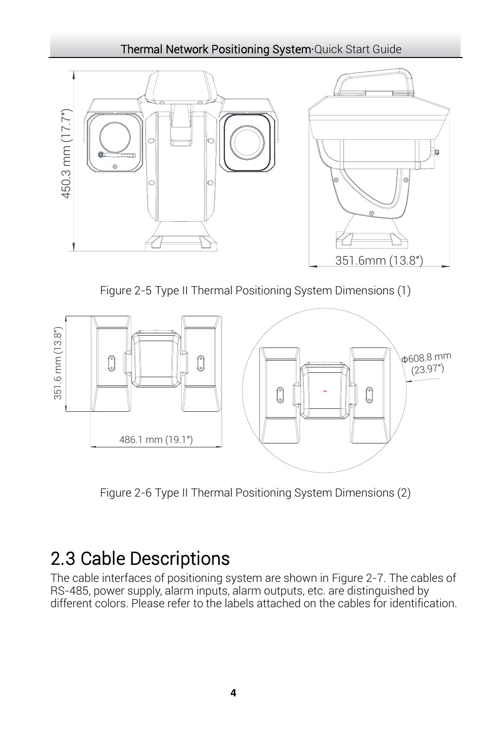Figure 2-5 Type II Thermal Positioning System Dimensions (1)

Figure 2-6 Type II Thermal Positioning System Dimensions (2)

## 2.3 Cable Descriptions

The cable interfaces of positioning system are shown in Figure 2-7. The cables of RS-485, power supply, alarm inputs, alarm outputs, etc. are distinguished by different colors. Please refer to the labels attached on the cables for identification.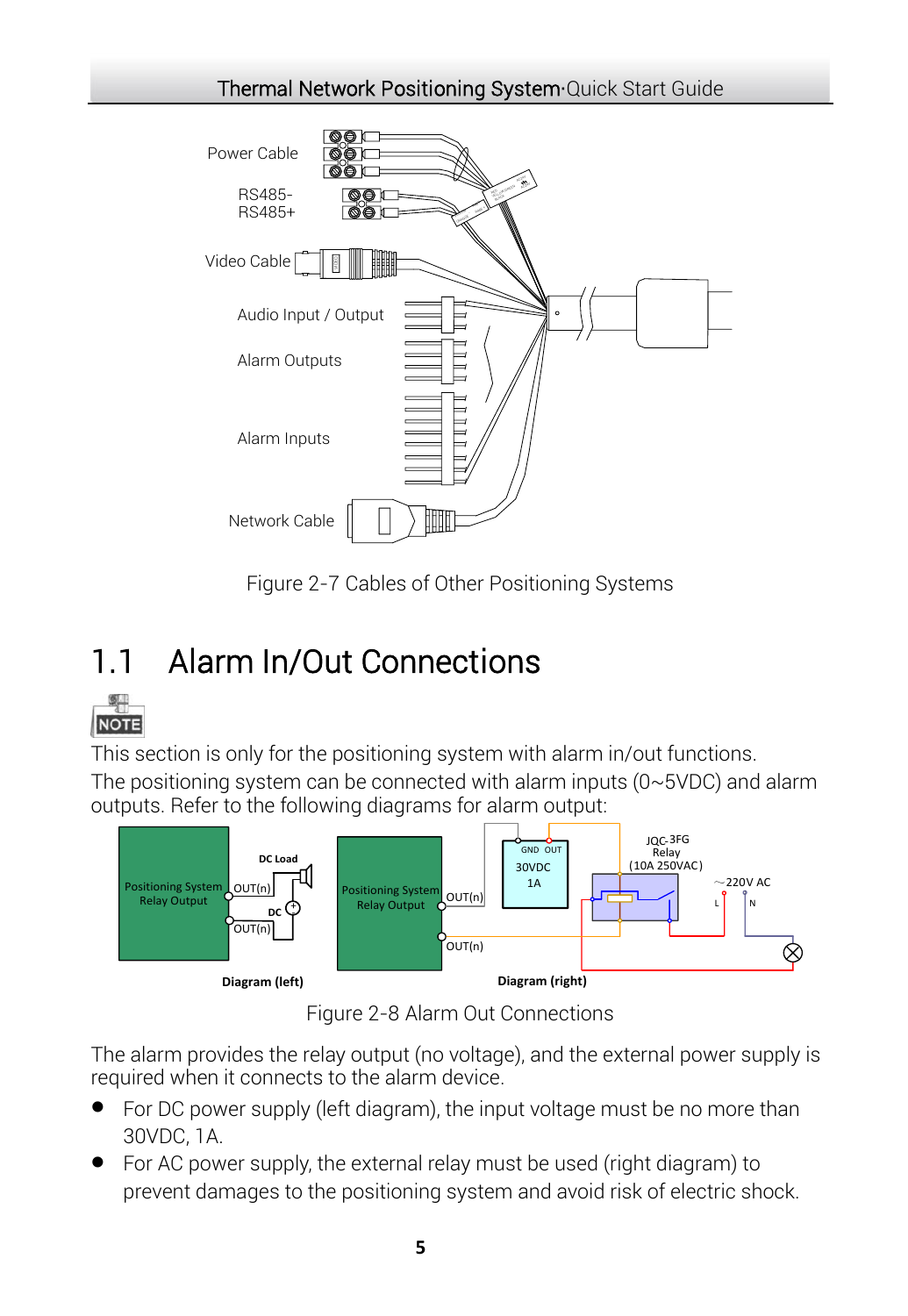Power Cable

RS485-
RS485+

Video Cable

Audio Input / Output

Alarm Outputs

Alarm Inputs

Network Cable

Figure 2-7 Cables of Other Positioning Systems

## 1.1 Alarm In/Out Connections

NOTE

This section is only for the positioning system with alarm in/out functions.

The positioning system can be connected with alarm inputs (0~5VDC) and alarm outputs. Refer to the following diagrams for alarm output:

Positioning System Relay Output | OUT(n) | DC Load | DC | OUT(n)

Diagram (left)

Positioning System Relay Output | OUT(n) | OUT(n) | GND OUT 30VDC 1A | JQC-3FG Relay (10A 250VAC) | ~220V AC | L | N

Diagram (right)

Figure 2-8 Alarm Out Connections

The alarm provides the relay output (no voltage), and the external power supply is required when it connects to the alarm device.

- For DC power supply (left diagram), the input voltage must be no more than 30VDC, 1A.
- For AC power supply, the external relay must be used (right diagram) to prevent damages to the positioning system and avoid risk of electric shock.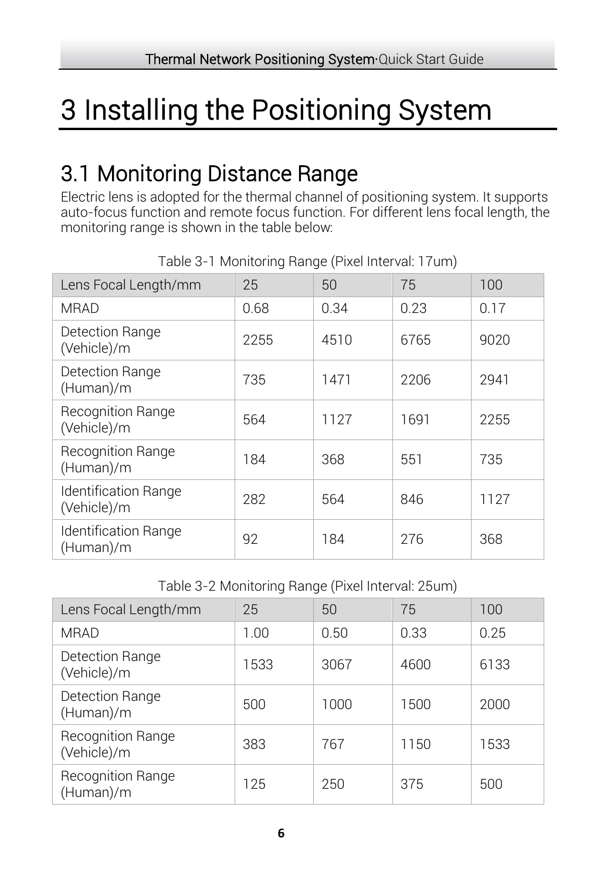# 3 Installing the Positioning System

## 3.1 Monitoring Distance Range

Electric lens is adopted for the thermal channel of positioning system. It supports auto-focus function and remote focus function. For different lens focal length, the monitoring range is shown in the table below:

Table 3-1 Monitoring Range (Pixel Interval: 17um)

| Lens Focal Length/mm | 25 | 50 | 75 | 100 |
|---|---|---|---|---|
| MRAD | 0.68 | 0.34 | 0.23 | 0.17 |
| Detection Range (Vehicle)/m | 2255 | 4510 | 6765 | 9020 |
| Detection Range (Human)/m | 735 | 1471 | 2206 | 2941 |
| Recognition Range (Vehicle)/m | 564 | 1127 | 1691 | 2255 |
| Recognition Range (Human)/m | 184 | 368 | 551 | 735 |
| Identification Range (Vehicle)/m | 282 | 564 | 846 | 1127 |
| Identification Range (Human)/m | 92 | 184 | 276 | 368 |

Table 3-2 Monitoring Range (Pixel Interval: 25um)

| Lens Focal Length/mm | 25 | 50 | 75 | 100 |
|---|---|---|---|---|
| MRAD | 1.00 | 0.50 | 0.33 | 0.25 |
| Detection Range (Vehicle)/m | 1533 | 3067 | 4600 | 6133 |
| Detection Range (Human)/m | 500 | 1000 | 1500 | 2000 |
| Recognition Range (Vehicle)/m | 383 | 767 | 1150 | 1533 |
| Recognition Range (Human)/m | 125 | 250 | 375 | 500 |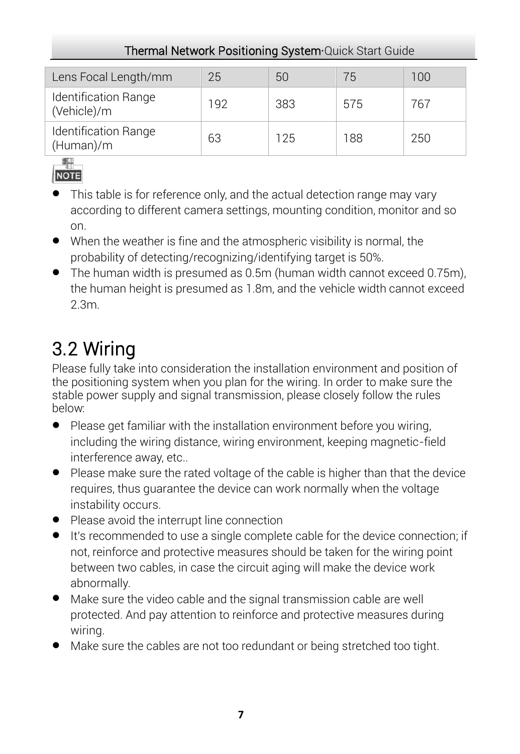| Lens Focal Length/mm | 25 | 50 | 75 | 100 |
| --- | --- | --- | --- | --- |
| Identification Range (Vehicle)/m | 192 | 383 | 575 | 767 |
| Identification Range (Human)/m | 63 | 125 | 188 | 250 |

NOTE

- This table is for reference only, and the actual detection range may vary according to different camera settings, mounting condition, monitor and so on.
- When the weather is fine and the atmospheric visibility is normal, the probability of detecting/recognizing/identifying target is 50%.
- The human width is presumed as 0.5m (human width cannot exceed 0.75m), the human height is presumed as 1.8m, and the vehicle width cannot exceed 2.3m.

## 3.2 Wiring

Please fully take into consideration the installation environment and position of the positioning system when you plan for the wiring. In order to make sure the stable power supply and signal transmission, please closely follow the rules below:

- Please get familiar with the installation environment before you wiring, including the wiring distance, wiring environment, keeping magnetic-field interference away, etc..
- Please make sure the rated voltage of the cable is higher than that the device requires, thus guarantee the device can work normally when the voltage instability occurs.
- Please avoid the interrupt line connection
- It's recommended to use a single complete cable for the device connection; if not, reinforce and protective measures should be taken for the wiring point between two cables, in case the circuit aging will make the device work abnormally.
- Make sure the video cable and the signal transmission cable are well protected. And pay attention to reinforce and protective measures during wiring.
- Make sure the cables are not too redundant or being stretched too tight.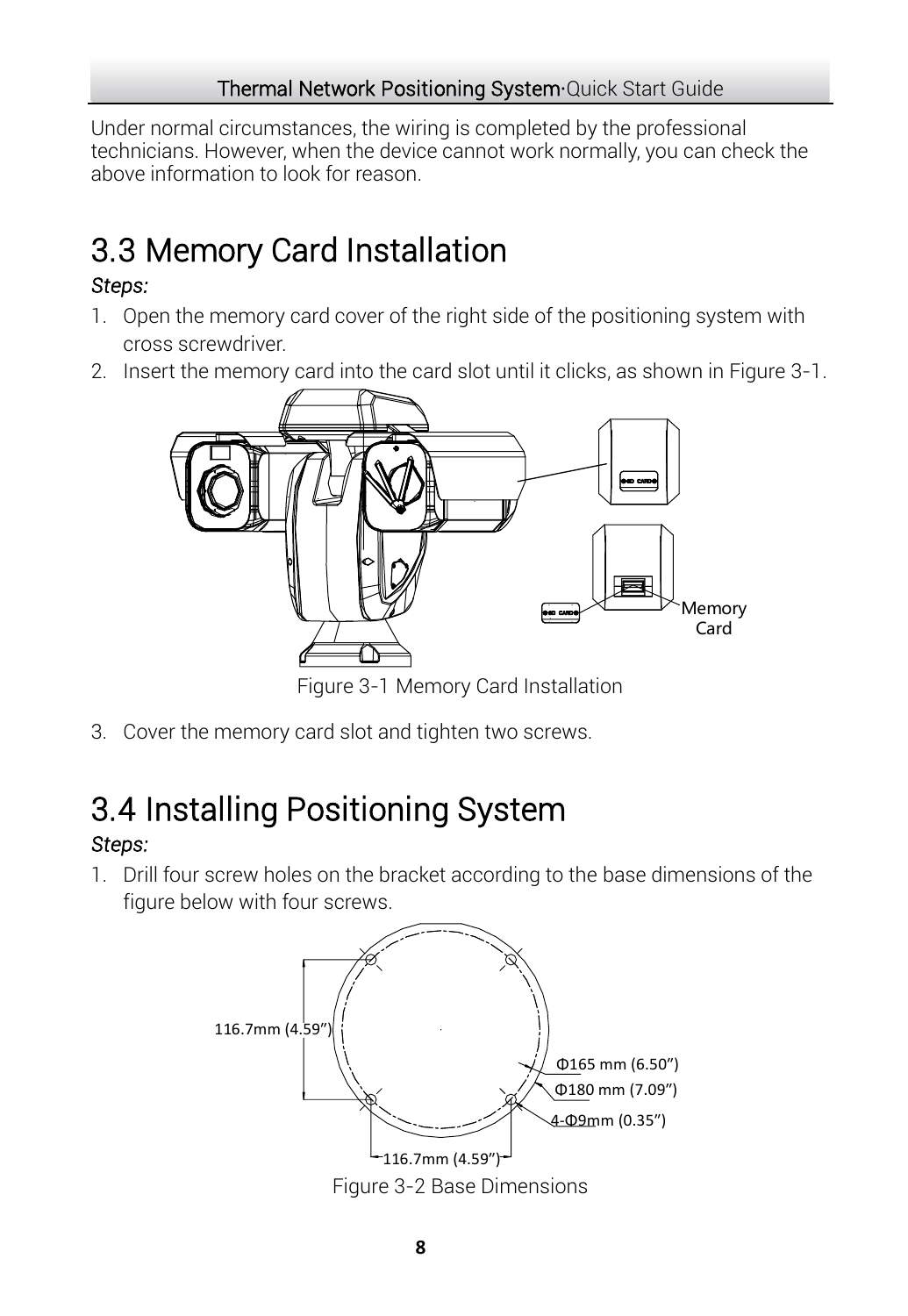Under normal circumstances, the wiring is completed by the professional technicians. However, when the device cannot work normally, you can check the above information to look for reason.

## 3.3 Memory Card Installation

*Steps:*

1. Open the memory card cover of the right side of the positioning system with cross screwdriver.
2. Insert the memory card into the card slot until it clicks, as shown in Figure 3-1.

Figure 3-1 Memory Card Installation

3. Cover the memory card slot and tighten two screws.

## 3.4 Installing Positioning System

*Steps:*

1. Drill four screw holes on the bracket according to the base dimensions of the figure below with four screws.

Figure 3-2 Base Dimensions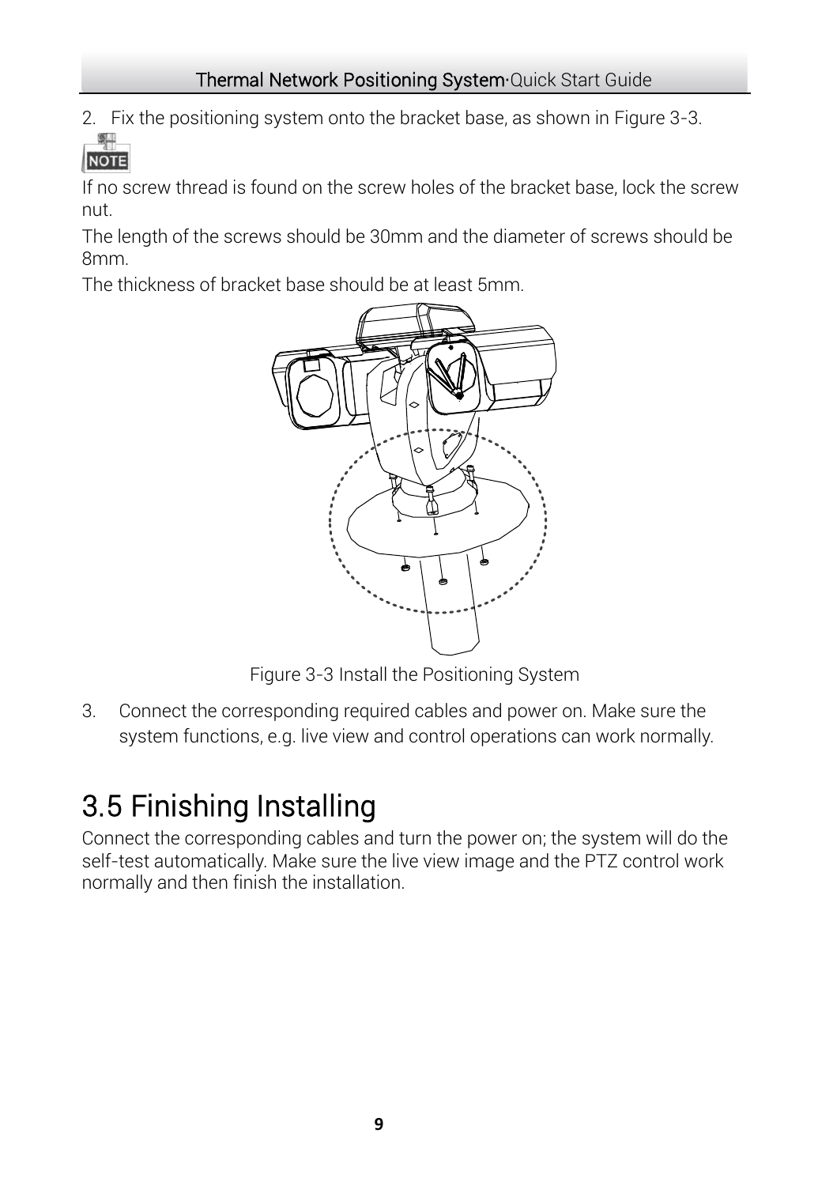2. Fix the positioning system onto the bracket base, as shown in Figure 3-3.

NOTE

If no screw thread is found on the screw holes of the bracket base, lock the screw nut.

The length of the screws should be 30mm and the diameter of screws should be 8mm.

The thickness of bracket base should be at least 5mm.

Figure 3-3 Install the Positioning System

3. Connect the corresponding required cables and power on. Make sure the system functions, e.g. live view and control operations can work normally.

## 3.5 Finishing Installing

Connect the corresponding cables and turn the power on; the system will do the self-test automatically. Make sure the live view image and the PTZ control work normally and then finish the installation.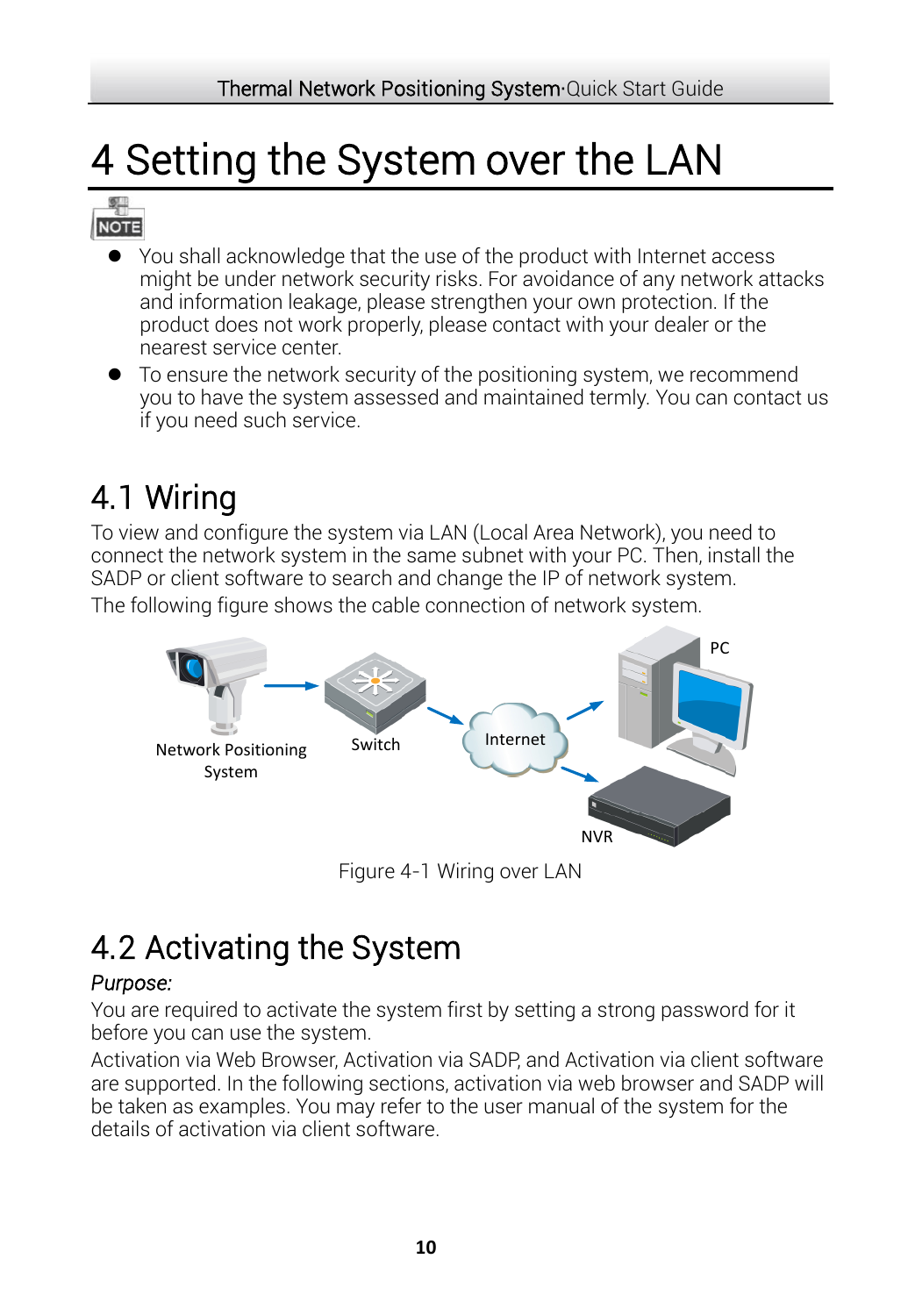# 4 Setting the System over the LAN

NOTE

- You shall acknowledge that the use of the product with Internet access might be under network security risks. For avoidance of any network attacks and information leakage, please strengthen your own protection. If the product does not work properly, please contact with your dealer or the nearest service center.
- To ensure the network security of the positioning system, we recommend you to have the system assessed and maintained termly. You can contact us if you need such service.

## 4.1 Wiring

To view and configure the system via LAN (Local Area Network), you need to connect the network system in the same subnet with your PC. Then, install the SADP or client software to search and change the IP of network system.

The following figure shows the cable connection of network system.

Figure 4-1 Wiring over LAN

## 4.2 Activating the System

*Purpose:*

You are required to activate the system first by setting a strong password for it before you can use the system.

Activation via Web Browser, Activation via SADP, and Activation via client software are supported. In the following sections, activation via web browser and SADP will be taken as examples. You may refer to the user manual of the system for the details of activation via client software.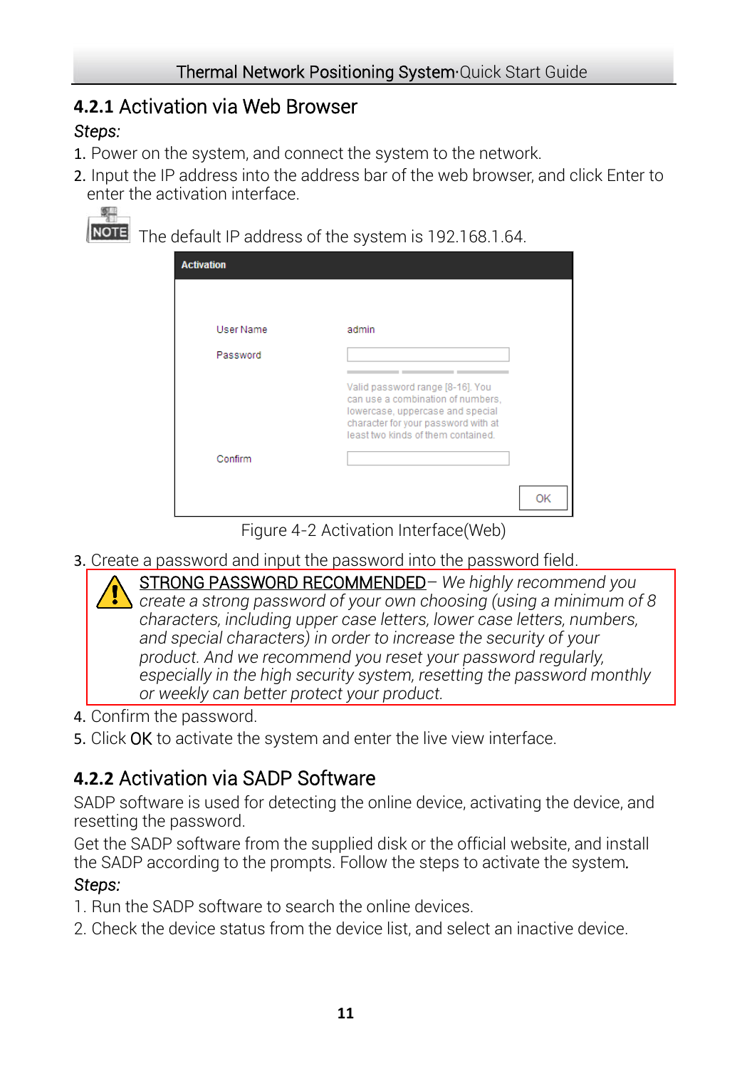### 4.2.1 Activation via Web Browser

*Steps:*

1. Power on the system, and connect the system to the network.
2. Input the IP address into the address bar of the web browser, and click Enter to enter the activation interface.

NOTE The default IP address of the system is 192.168.1.64.

Figure 4-2 Activation Interface(Web)

3. Create a password and input the password into the password field.

> STRONG PASSWORD RECOMMENDED– *We highly recommend you create a strong password of your own choosing (using a minimum of 8 characters, including upper case letters, lower case letters, numbers, and special characters) in order to increase the security of your product. And we recommend you reset your password regularly, especially in the high security system, resetting the password monthly or weekly can better protect your product.*

4. Confirm the password.
5. Click OK to activate the system and enter the live view interface.

### 4.2.2 Activation via SADP Software

SADP software is used for detecting the online device, activating the device, and resetting the password.

Get the SADP software from the supplied disk or the official website, and install the SADP according to the prompts. Follow the steps to activate the system.

*Steps:*

1. Run the SADP software to search the online devices.
2. Check the device status from the device list, and select an inactive device.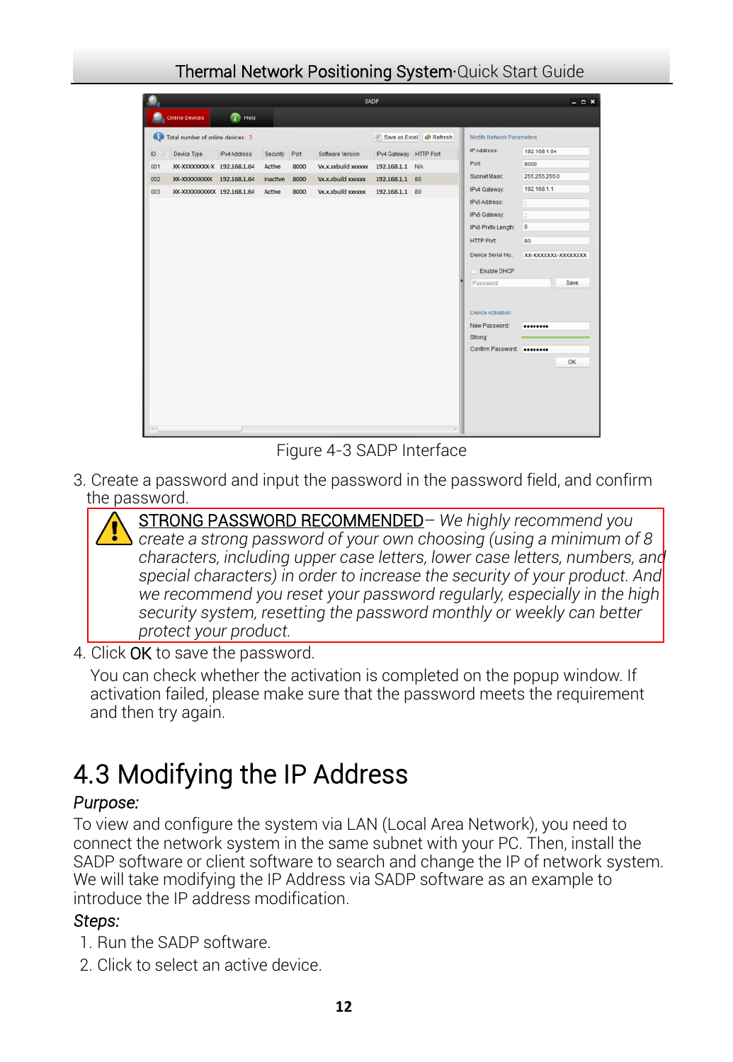Figure 4-3 SADP Interface

3. Create a password and input the password in the password field, and confirm the password.

> STRONG PASSWORD RECOMMENDED– *We highly recommend you create a strong password of your own choosing (using a minimum of 8 characters, including upper case letters, lower case letters, numbers, and special characters) in order to increase the security of your product. And we recommend you reset your password regularly, especially in the high security system, resetting the password monthly or weekly can better protect your product.*

4. Click OK to save the password.

   You can check whether the activation is completed on the popup window. If activation failed, please make sure that the password meets the requirement and then try again.

## 4.3 Modifying the IP Address

*Purpose:*

To view and configure the system via LAN (Local Area Network), you need to connect the network system in the same subnet with your PC. Then, install the SADP software or client software to search and change the IP of network system. We will take modifying the IP Address via SADP software as an example to introduce the IP address modification.

*Steps:*

1. Run the SADP software.
2. Click to select an active device.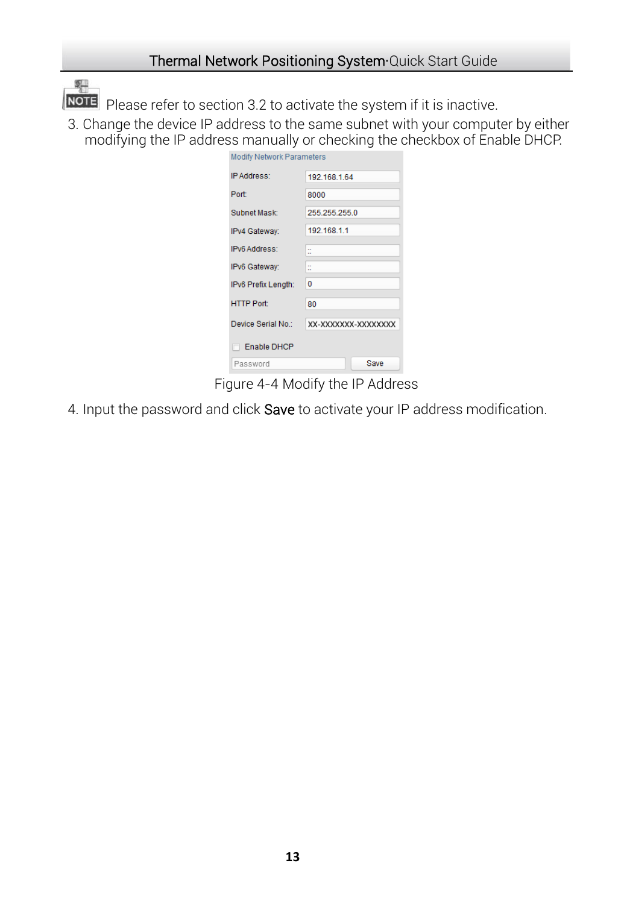**NOTE** Please refer to section 3.2 to activate the system if it is inactive.

3. Change the device IP address to the same subnet with your computer by either modifying the IP address manually or checking the checkbox of Enable DHCP.

| Modify Network Parameters | |
|---|---|
| IP Address: | 192.168.1.64 |
| Port: | 8000 |
| Subnet Mask: | 255.255.255.0 |
| IPv4 Gateway: | 192.168.1.1 |
| IPv6 Address: | :: |
| IPv6 Gateway: | :: |
| IPv6 Prefix Length: | 0 |
| HTTP Port: | 80 |
| Device Serial No.: | XX-XXXXXXX-XXXXXXXX |
| Enable DHCP | |
| Password | Save |

Figure 4-4 Modify the IP Address

4. Input the password and click **Save** to activate your IP address modification.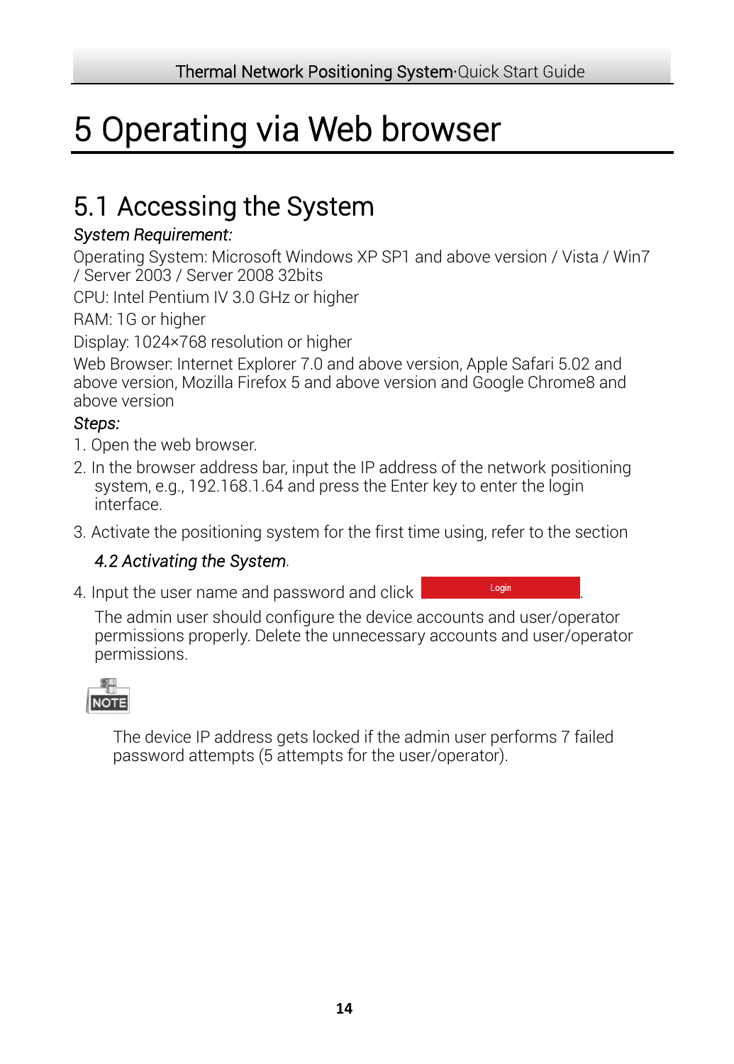# 5 Operating via Web browser

## 5.1 Accessing the System

*System Requirement:*

Operating System: Microsoft Windows XP SP1 and above version / Vista / Win7 / Server 2003 / Server 2008 32bits

CPU: Intel Pentium IV 3.0 GHz or higher

RAM: 1G or higher

Display: 1024×768 resolution or higher

Web Browser: Internet Explorer 7.0 and above version, Apple Safari 5.02 and above version, Mozilla Firefox 5 and above version and Google Chrome8 and above version

*Steps:*

1. Open the web browser.
2. In the browser address bar, input the IP address of the network positioning system, e.g., 192.168.1.64 and press the Enter key to enter the login interface.
3. Activate the positioning system for the first time using, refer to the section

   *4.2 Activating the System*.
4. Input the user name and password and click Login.

   The admin user should configure the device accounts and user/operator permissions properly. Delete the unnecessary accounts and user/operator permissions.

**NOTE**

The device IP address gets locked if the admin user performs 7 failed password attempts (5 attempts for the user/operator).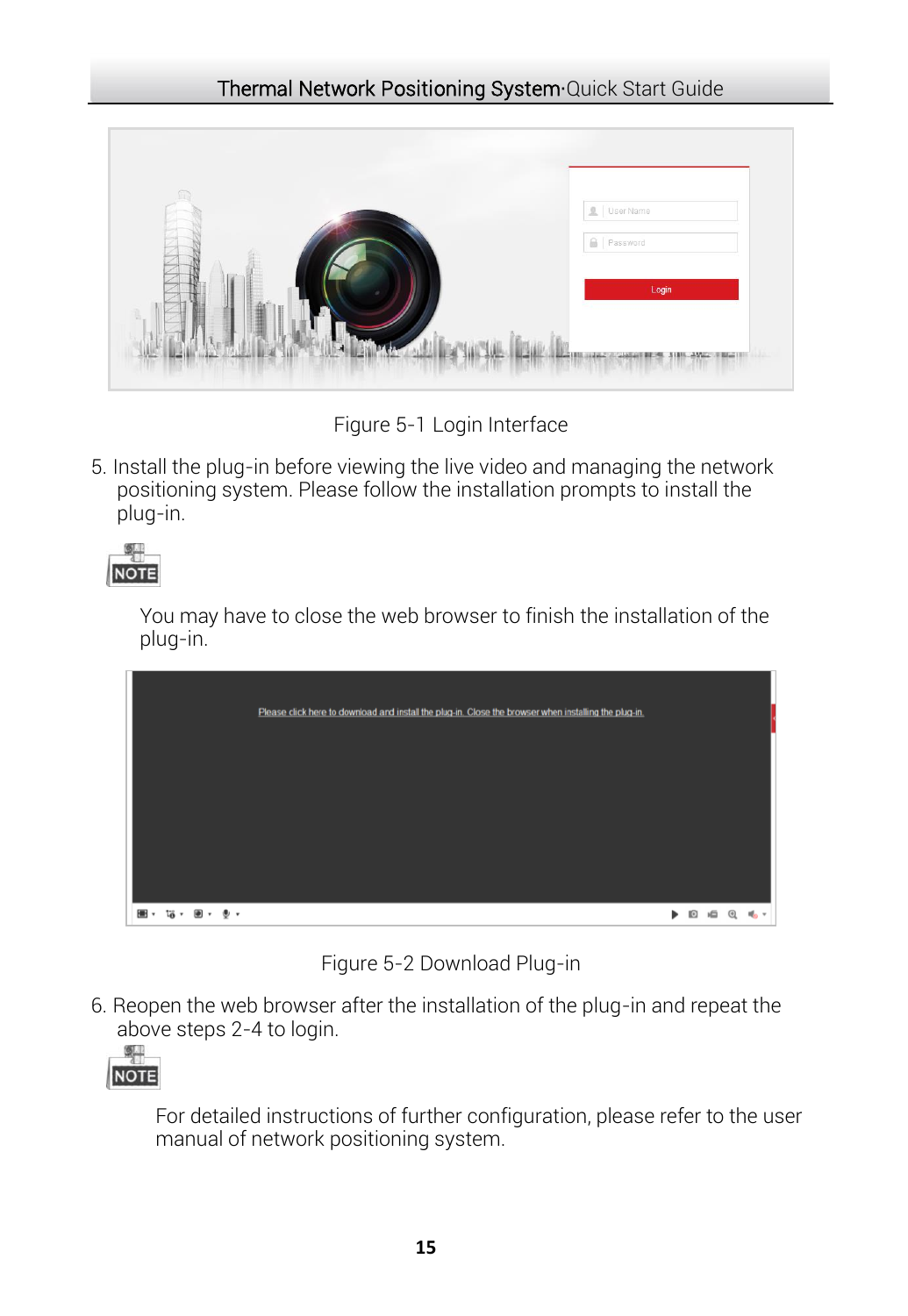Figure 5-1 Login Interface

5. Install the plug-in before viewing the live video and managing the network positioning system. Please follow the installation prompts to install the plug-in.

**NOTE**

You may have to close the web browser to finish the installation of the plug-in.

Figure 5-2 Download Plug-in

6. Reopen the web browser after the installation of the plug-in and repeat the above steps 2-4 to login.

**NOTE**

For detailed instructions of further configuration, please refer to the user manual of network positioning system.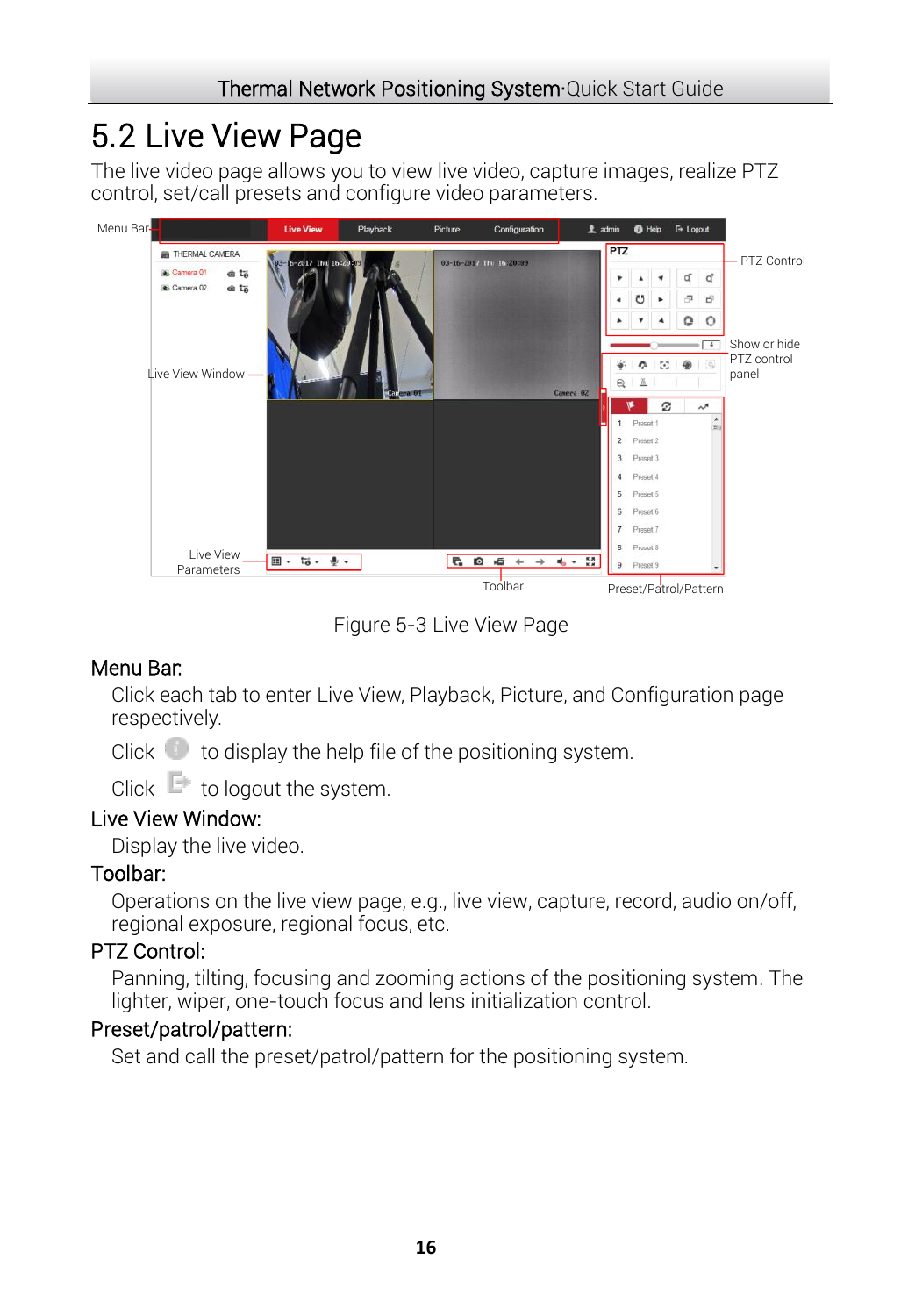# 5.2 Live View Page

The live video page allows you to view live video, capture images, realize PTZ control, set/call presets and configure video parameters.

Figure 5-3 Live View Page

**Menu Bar:**

Click each tab to enter Live View, Playback, Picture, and Configuration page respectively.

Click to display the help file of the positioning system.

Click to logout the system.

**Live View Window:**

Display the live video.

**Toolbar:**

Operations on the live view page, e.g., live view, capture, record, audio on/off, regional exposure, regional focus, etc.

**PTZ Control:**

Panning, tilting, focusing and zooming actions of the positioning system. The lighter, wiper, one-touch focus and lens initialization control.

**Preset/patrol/pattern:**

Set and call the preset/patrol/pattern for the positioning system.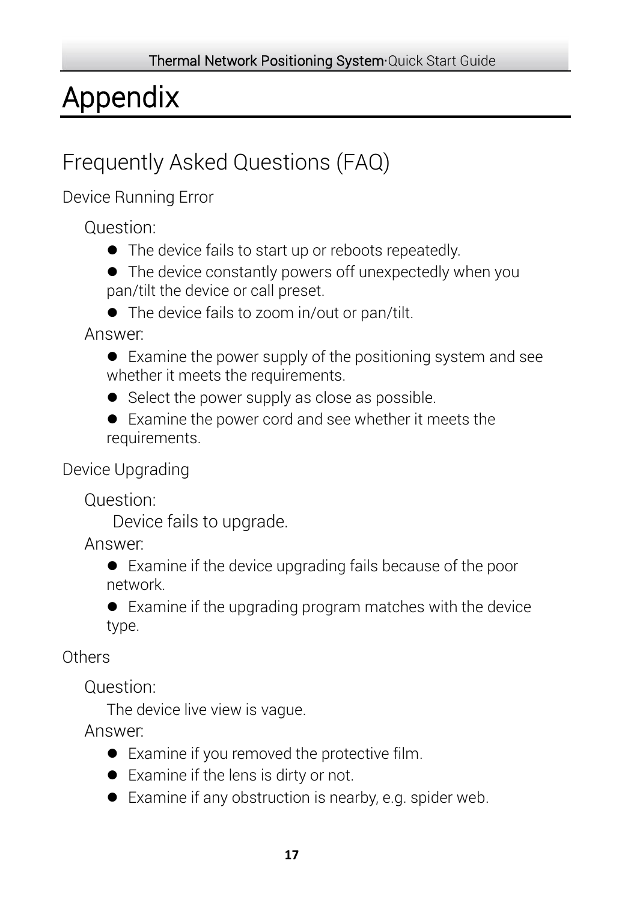# Appendix

## Frequently Asked Questions (FAQ)

### Device Running Error

Question:

- The device fails to start up or reboots repeatedly.
- The device constantly powers off unexpectedly when you pan/tilt the device or call preset.
- The device fails to zoom in/out or pan/tilt.

Answer:

- Examine the power supply of the positioning system and see whether it meets the requirements.
- Select the power supply as close as possible.
- Examine the power cord and see whether it meets the requirements.

### Device Upgrading

Question:

Device fails to upgrade.

Answer:

- Examine if the device upgrading fails because of the poor network.
- Examine if the upgrading program matches with the device type.

### Others

Question:

The device live view is vague.

Answer:

- Examine if you removed the protective film.
- Examine if the lens is dirty or not.
- Examine if any obstruction is nearby, e.g. spider web.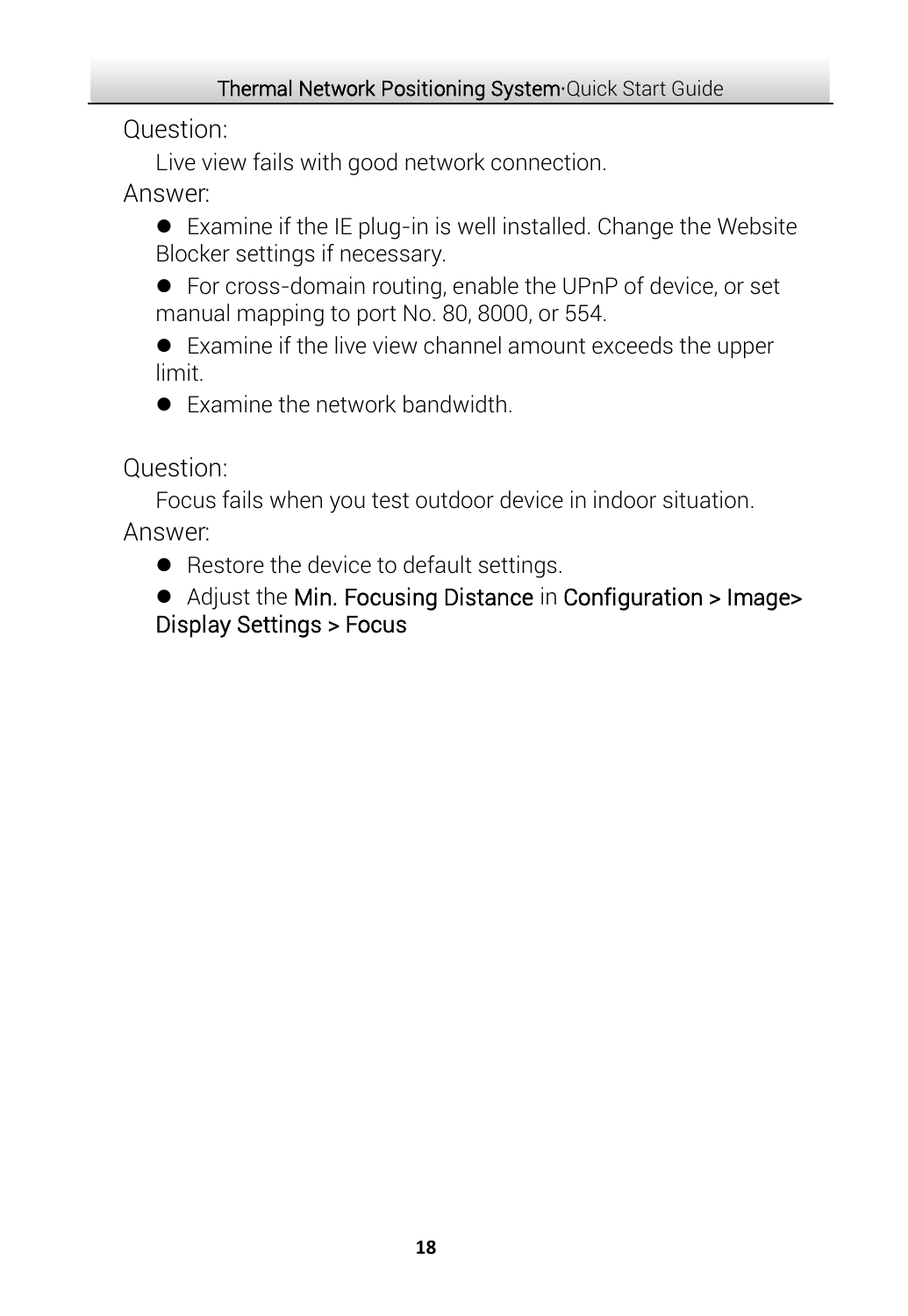Question:

Live view fails with good network connection.

Answer:

- Examine if the IE plug-in is well installed. Change the Website Blocker settings if necessary.
- For cross-domain routing, enable the UPnP of device, or set manual mapping to port No. 80, 8000, or 554.
- Examine if the live view channel amount exceeds the upper limit.
- Examine the network bandwidth.

Question:

Focus fails when you test outdoor device in indoor situation.

Answer:

- Restore the device to default settings.
- Adjust the **Min. Focusing Distance** in **Configuration > Image> Display Settings > Focus**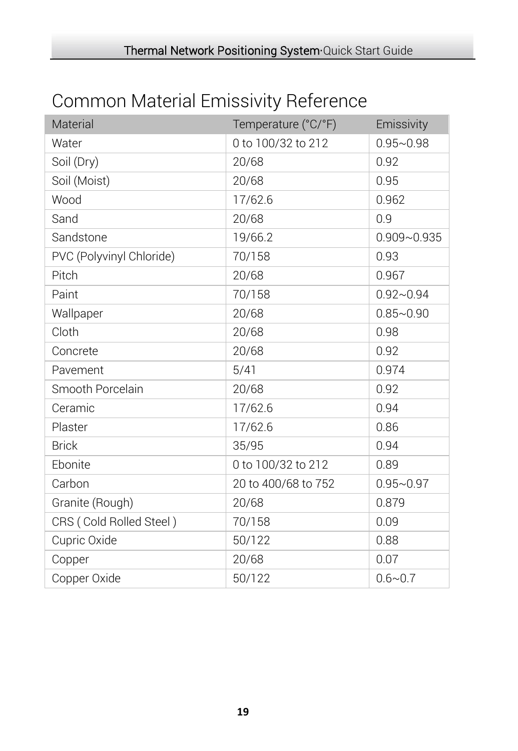# Common Material Emissivity Reference

| Material | Temperature (°C/°F) | Emissivity |
|---|---|---|
| Water | 0 to 100/32 to 212 | 0.95~0.98 |
| Soil (Dry) | 20/68 | 0.92 |
| Soil (Moist) | 20/68 | 0.95 |
| Wood | 17/62.6 | 0.962 |
| Sand | 20/68 | 0.9 |
| Sandstone | 19/66.2 | 0.909~0.935 |
| PVC (Polyvinyl Chloride) | 70/158 | 0.93 |
| Pitch | 20/68 | 0.967 |
| Paint | 70/158 | 0.92~0.94 |
| Wallpaper | 20/68 | 0.85~0.90 |
| Cloth | 20/68 | 0.98 |
| Concrete | 20/68 | 0.92 |
| Pavement | 5/41 | 0.974 |
| Smooth Porcelain | 20/68 | 0.92 |
| Ceramic | 17/62.6 | 0.94 |
| Plaster | 17/62.6 | 0.86 |
| Brick | 35/95 | 0.94 |
| Ebonite | 0 to 100/32 to 212 | 0.89 |
| Carbon | 20 to 400/68 to 752 | 0.95~0.97 |
| Granite (Rough) | 20/68 | 0.879 |
| CRS ( Cold Rolled Steel ) | 70/158 | 0.09 |
| Cupric Oxide | 50/122 | 0.88 |
| Copper | 20/68 | 0.07 |
| Copper Oxide | 50/122 | 0.6~0.7 |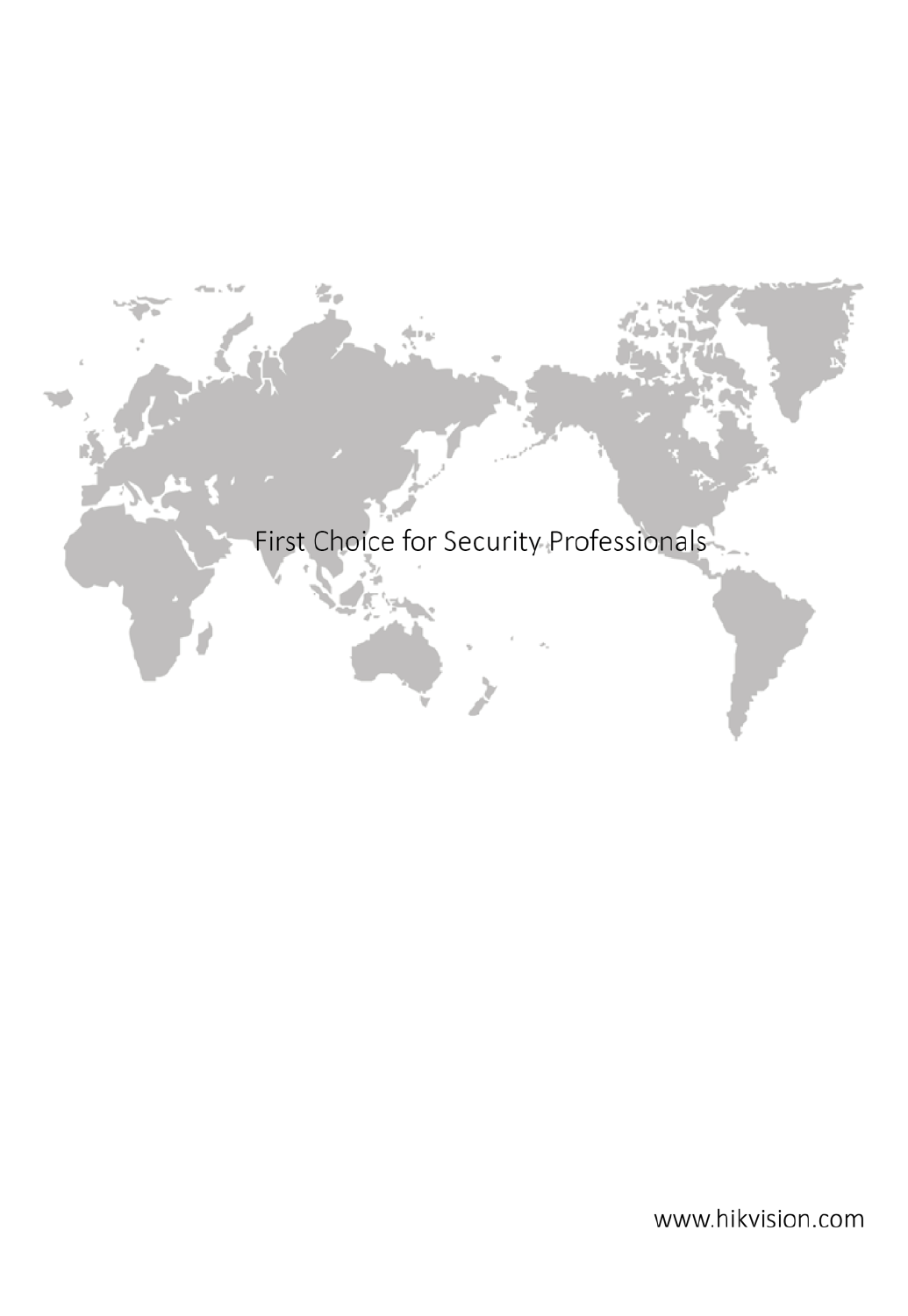First Choice for Security Professionals

www.hikvision.com